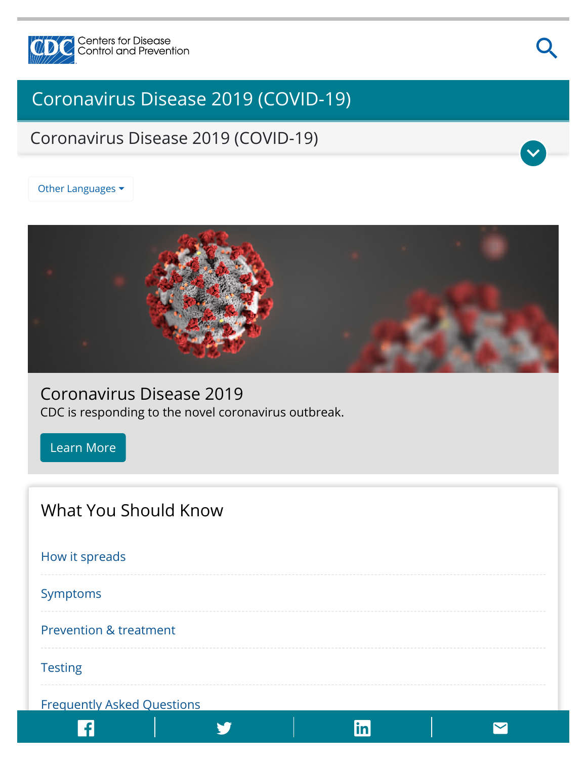Centers for Disease Control and Prevention

# Coronavirus Disease 2019 (COVID-19)

## Coronavirus Disease 2019 (COVID-19)

Other Languages

## Coronavirus Disease 2019

CDC is responding to the novel coronavirus outbreak.

Learn More

## What You Should Know

How it spreads

Symptoms

Prevention & treatment

Testing

Frequently Asked Questions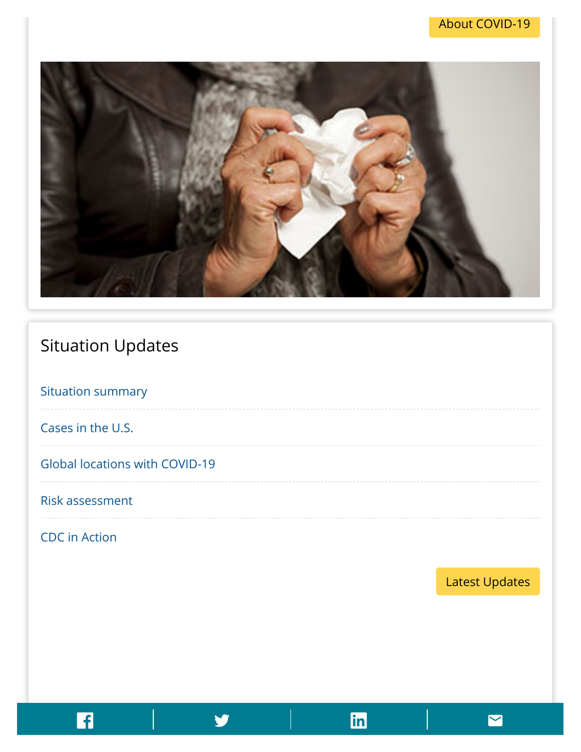About COVID-19

## Situation Updates

- Situation summary
- Cases in the U.S.
- Global locations with COVID-19
- Risk assessment
- CDC in Action

Latest Updates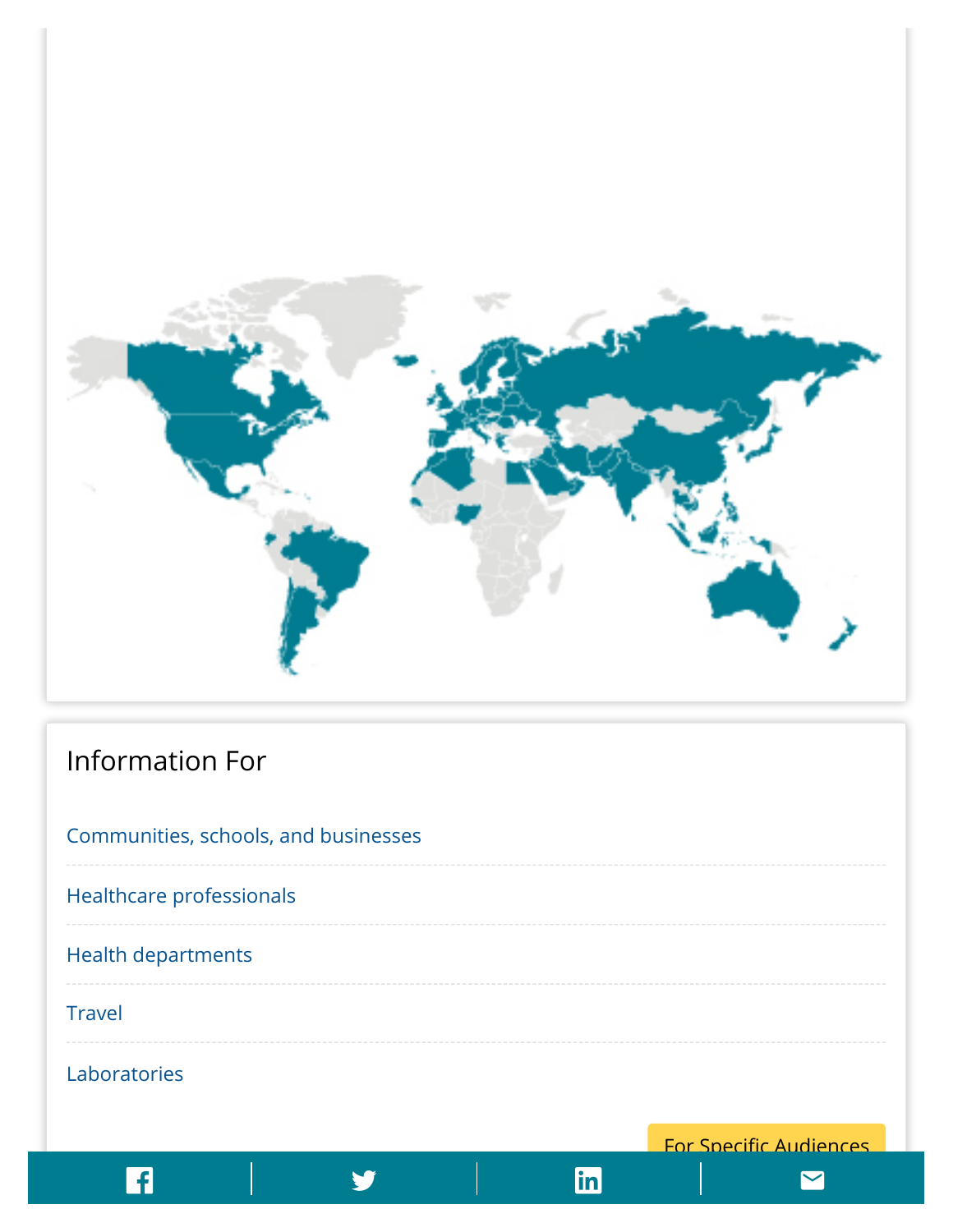## Information For

- Communities, schools, and businesses
- Healthcare professionals
- Health departments
- Travel
- Laboratories

For Specific Audiences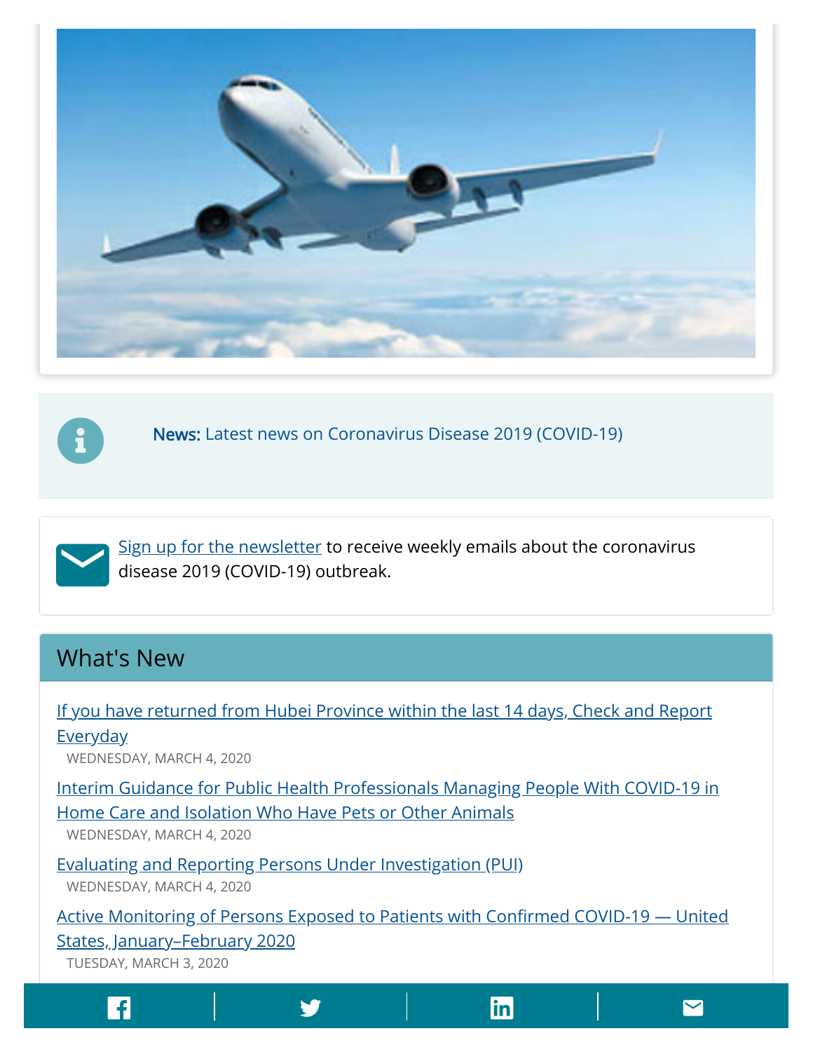**News:** Latest news on Coronavirus Disease 2019 (COVID-19)

Sign up for the newsletter to receive weekly emails about the coronavirus disease 2019 (COVID-19) outbreak.

## What's New

If you have returned from Hubei Province within the last 14 days, Check and Report Everyday
WEDNESDAY, MARCH 4, 2020

Interim Guidance for Public Health Professionals Managing People With COVID-19 in Home Care and Isolation Who Have Pets or Other Animals
WEDNESDAY, MARCH 4, 2020

Evaluating and Reporting Persons Under Investigation (PUI)
WEDNESDAY, MARCH 4, 2020

Active Monitoring of Persons Exposed to Patients with Confirmed COVID-19 — United States, January–February 2020
TUESDAY, MARCH 3, 2020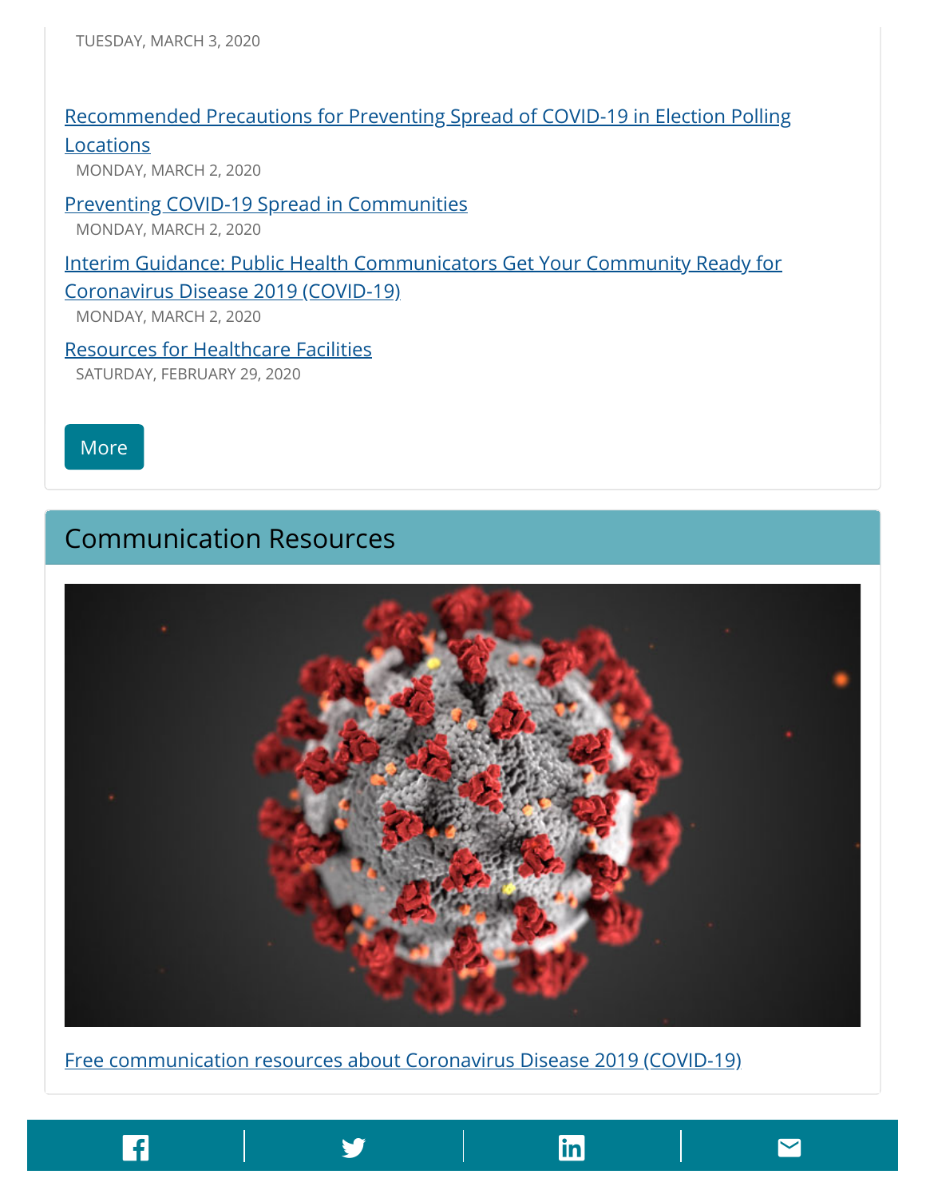TUESDAY, MARCH 3, 2020

Recommended Precautions for Preventing Spread of COVID-19 in Election Polling Locations

MONDAY, MARCH 2, 2020

Preventing COVID-19 Spread in Communities

MONDAY, MARCH 2, 2020

Interim Guidance: Public Health Communicators Get Your Community Ready for Coronavirus Disease 2019 (COVID-19)

MONDAY, MARCH 2, 2020

Resources for Healthcare Facilities

SATURDAY, FEBRUARY 29, 2020

More

## Communication Resources

Free communication resources about Coronavirus Disease 2019 (COVID-19)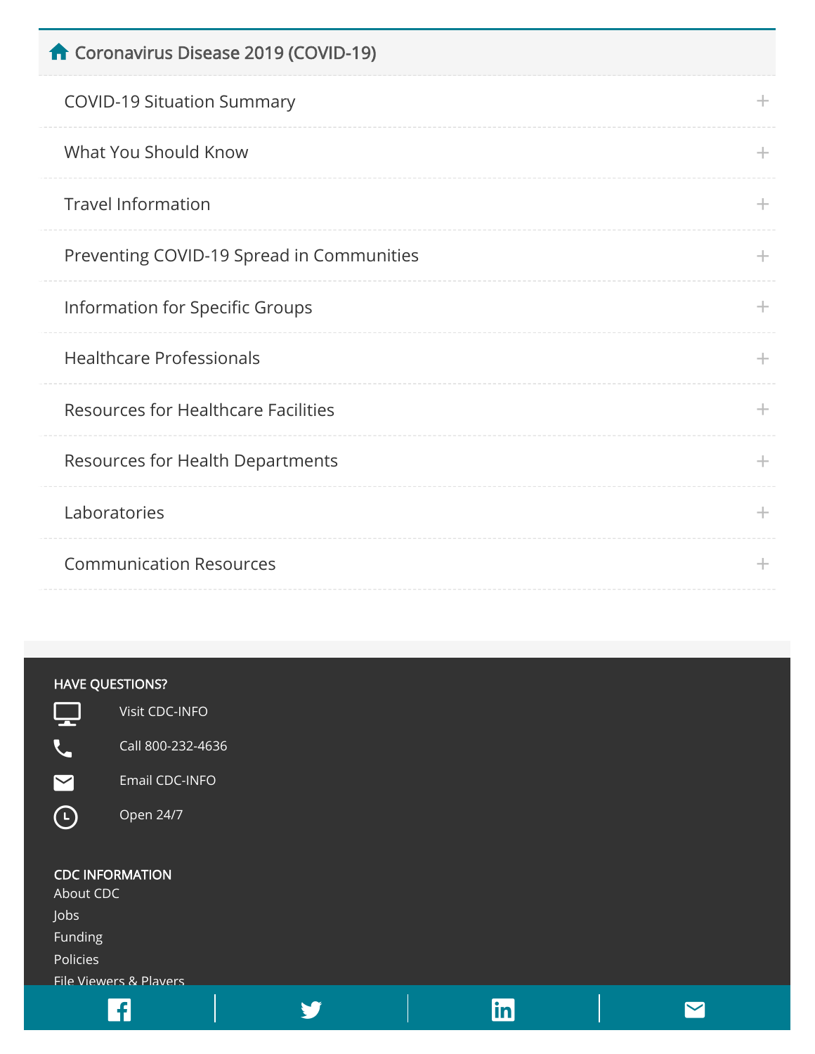## Coronavirus Disease 2019 (COVID-19)

- COVID-19 Situation Summary
- What You Should Know
- Travel Information
- Preventing COVID-19 Spread in Communities
- Information for Specific Groups
- Healthcare Professionals
- Resources for Healthcare Facilities
- Resources for Health Departments
- Laboratories
- Communication Resources

### HAVE QUESTIONS?

Visit CDC-INFO

Call 800-232-4636

Email CDC-INFO

Open 24/7

### CDC INFORMATION

About CDC

Jobs

Funding

Policies

File Viewers & Players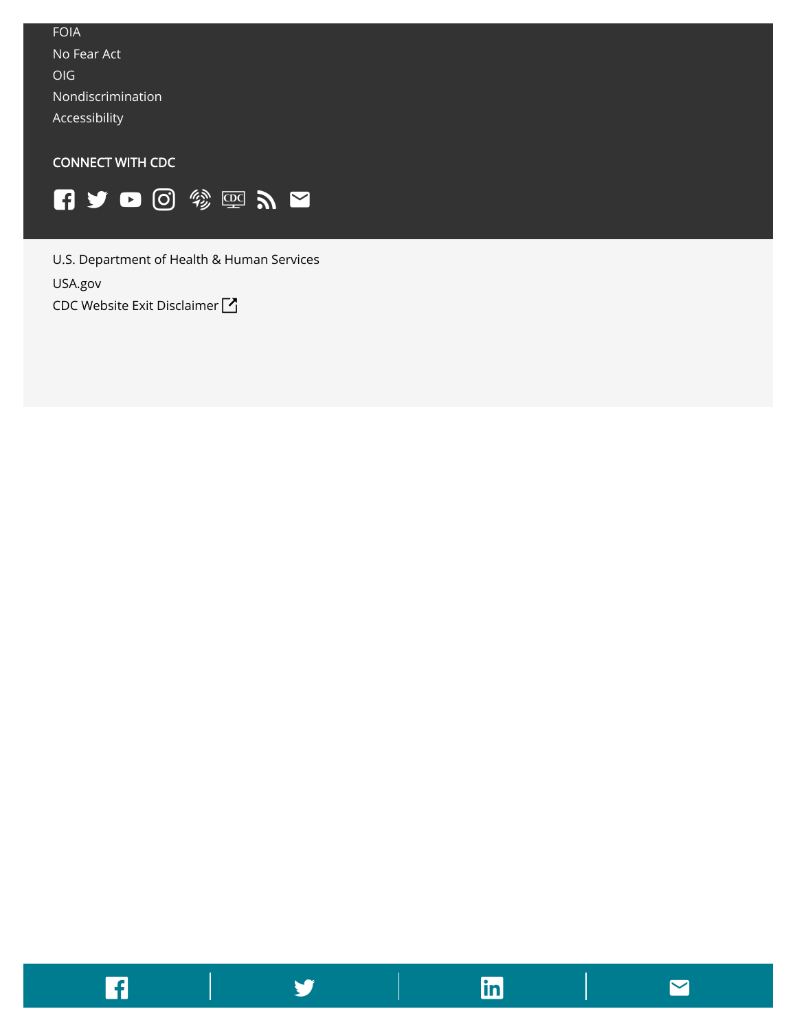FOIA

No Fear Act

OIG

Nondiscrimination

Accessibility

CONNECT WITH CDC

U.S. Department of Health & Human Services

USA.gov

CDC Website Exit Disclaimer